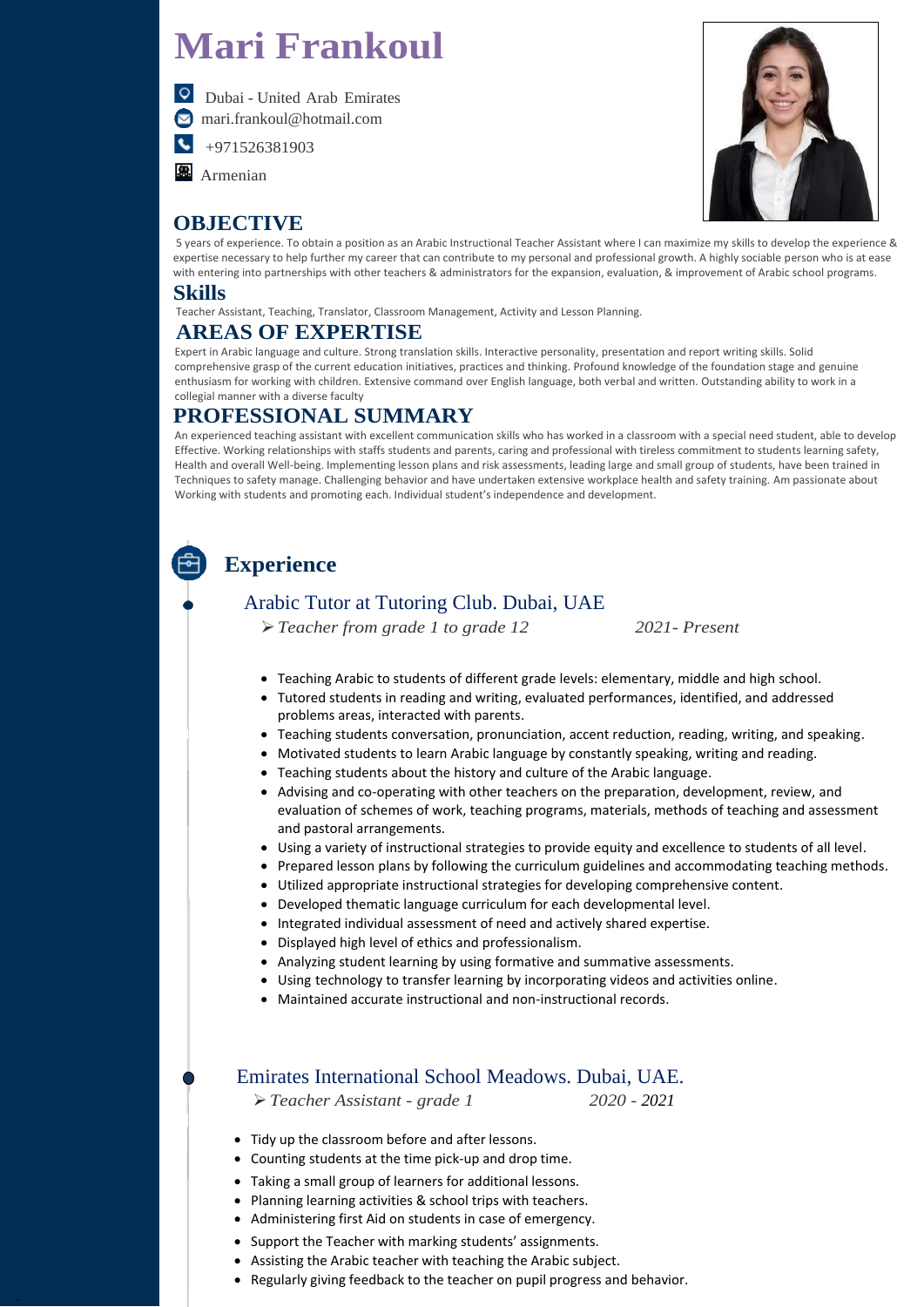# Mari Frankoul

Dubai - United Arab Emirates
mari.frankoul@hotmail.com
+971526381903
Armenian

## OBJECTIVE

5 years of experience. To obtain a position as an Arabic Instructional Teacher Assistant where I can maximize my skills to develop the experience & expertise necessary to help further my career that can contribute to my personal and professional growth. A highly sociable person who is at ease with entering into partnerships with other teachers & administrators for the expansion, evaluation, & improvement of Arabic school programs.

## Skills

Teacher Assistant, Teaching, Translator, Classroom Management, Activity and Lesson Planning.

## AREAS OF EXPERTISE

Expert in Arabic language and culture. Strong translation skills. Interactive personality, presentation and report writing skills. Solid comprehensive grasp of the current education initiatives, practices and thinking. Profound knowledge of the foundation stage and genuine enthusiasm for working with children. Extensive command over English language, both verbal and written. Outstanding ability to work in a collegial manner with a diverse faculty

## PROFESSIONAL SUMMARY

An experienced teaching assistant with excellent communication skills who has worked in a classroom with a special need student, able to develop Effective. Working relationships with staffs students and parents, caring and professional with tireless commitment to students learning safety, Health and overall Well-being. Implementing lesson plans and risk assessments, leading large and small group of students, have been trained in Techniques to safety manage. Challenging behavior and have undertaken extensive workplace health and safety training. Am passionate about Working with students and promoting each. Individual student's independence and development.

## Experience

### Arabic Tutor at Tutoring Club. Dubai, UAE

➢ *Teacher from grade 1 to grade 12* — *2021- Present*

- Teaching Arabic to students of different grade levels: elementary, middle and high school.
- Tutored students in reading and writing, evaluated performances, identified, and addressed problems areas, interacted with parents.
- Teaching students conversation, pronunciation, accent reduction, reading, writing, and speaking.
- Motivated students to learn Arabic language by constantly speaking, writing and reading.
- Teaching students about the history and culture of the Arabic language.
- Advising and co-operating with other teachers on the preparation, development, review, and evaluation of schemes of work, teaching programs, materials, methods of teaching and assessment and pastoral arrangements.
- Using a variety of instructional strategies to provide equity and excellence to students of all level.
- Prepared lesson plans by following the curriculum guidelines and accommodating teaching methods.
- Utilized appropriate instructional strategies for developing comprehensive content.
- Developed thematic language curriculum for each developmental level.
- Integrated individual assessment of need and actively shared expertise.
- Displayed high level of ethics and professionalism.
- Analyzing student learning by using formative and summative assessments.
- Using technology to transfer learning by incorporating videos and activities online.
- Maintained accurate instructional and non-instructional records.

### Emirates International School Meadows. Dubai, UAE.

➢ *Teacher Assistant - grade 1* — *2020 - 2021*

- Tidy up the classroom before and after lessons.
- Counting students at the time pick-up and drop time.
- Taking a small group of learners for additional lessons.
- Planning learning activities & school trips with teachers.
- Administering first Aid on students in case of emergency.
- Support the Teacher with marking students' assignments.
- Assisting the Arabic teacher with teaching the Arabic subject.
- Regularly giving feedback to the teacher on pupil progress and behavior.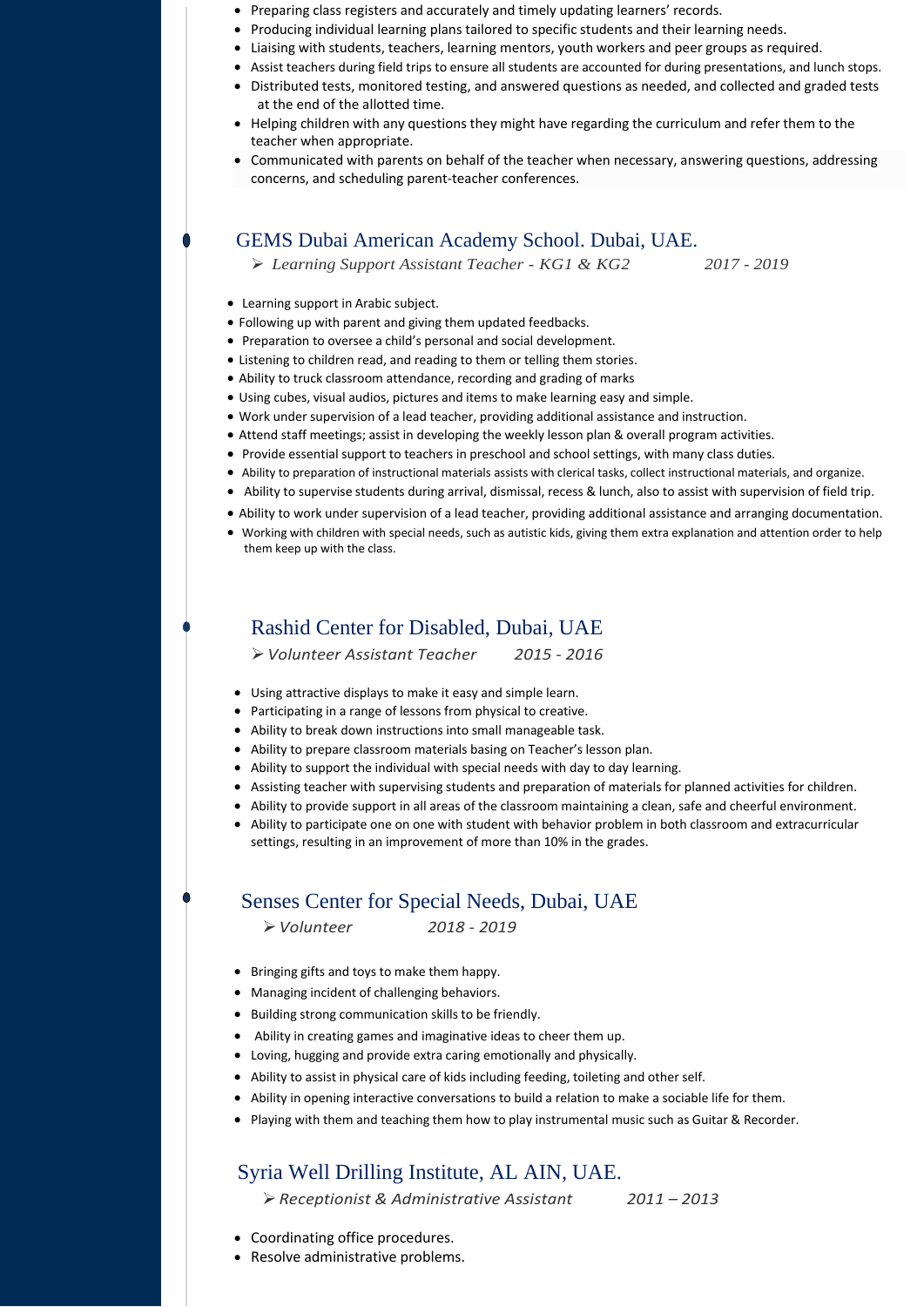- Preparing class registers and accurately and timely updating learners' records.
- Producing individual learning plans tailored to specific students and their learning needs.
- Liaising with students, teachers, learning mentors, youth workers and peer groups as required.
- Assist teachers during field trips to ensure all students are accounted for during presentations, and lunch stops.
- Distributed tests, monitored testing, and answered questions as needed, and collected and graded tests at the end of the allotted time.
- Helping children with any questions they might have regarding the curriculum and refer them to the teacher when appropriate.
- Communicated with parents on behalf of the teacher when necessary, answering questions, addressing concerns, and scheduling parent-teacher conferences.

## GEMS Dubai American Academy School. Dubai, UAE.

➢ *Learning Support Assistant Teacher - KG1 & KG2* *2017 - 2019*

- Learning support in Arabic subject.
- Following up with parent and giving them updated feedbacks.
- Preparation to oversee a child's personal and social development.
- Listening to children read, and reading to them or telling them stories.
- Ability to truck classroom attendance, recording and grading of marks
- Using cubes, visual audios, pictures and items to make learning easy and simple.
- Work under supervision of a lead teacher, providing additional assistance and instruction.
- Attend staff meetings; assist in developing the weekly lesson plan & overall program activities.
- Provide essential support to teachers in preschool and school settings, with many class duties.
- Ability to preparation of instructional materials assists with clerical tasks, collect instructional materials, and organize.
- Ability to supervise students during arrival, dismissal, recess & lunch, also to assist with supervision of field trip.
- Ability to work under supervision of a lead teacher, providing additional assistance and arranging documentation.
- Working with children with special needs, such as autistic kids, giving them extra explanation and attention order to help them keep up with the class.

## Rashid Center for Disabled, Dubai, UAE

➢ *Volunteer Assistant Teacher* *2015 - 2016*

- Using attractive displays to make it easy and simple learn.
- Participating in a range of lessons from physical to creative.
- Ability to break down instructions into small manageable task.
- Ability to prepare classroom materials basing on Teacher's lesson plan.
- Ability to support the individual with special needs with day to day learning.
- Assisting teacher with supervising students and preparation of materials for planned activities for children.
- Ability to provide support in all areas of the classroom maintaining a clean, safe and cheerful environment.
- Ability to participate one on one with student with behavior problem in both classroom and extracurricular settings, resulting in an improvement of more than 10% in the grades.

## Senses Center for Special Needs, Dubai, UAE

➢ *Volunteer* *2018 - 2019*

- Bringing gifts and toys to make them happy.
- Managing incident of challenging behaviors.
- Building strong communication skills to be friendly.
- Ability in creating games and imaginative ideas to cheer them up.
- Loving, hugging and provide extra caring emotionally and physically.
- Ability to assist in physical care of kids including feeding, toileting and other self.
- Ability in opening interactive conversations to build a relation to make a sociable life for them.
- Playing with them and teaching them how to play instrumental music such as Guitar & Recorder.

## Syria Well Drilling Institute, AL AIN, UAE.

➢ *Receptionist & Administrative Assistant* *2011 – 2013*

- Coordinating office procedures.
- Resolve administrative problems.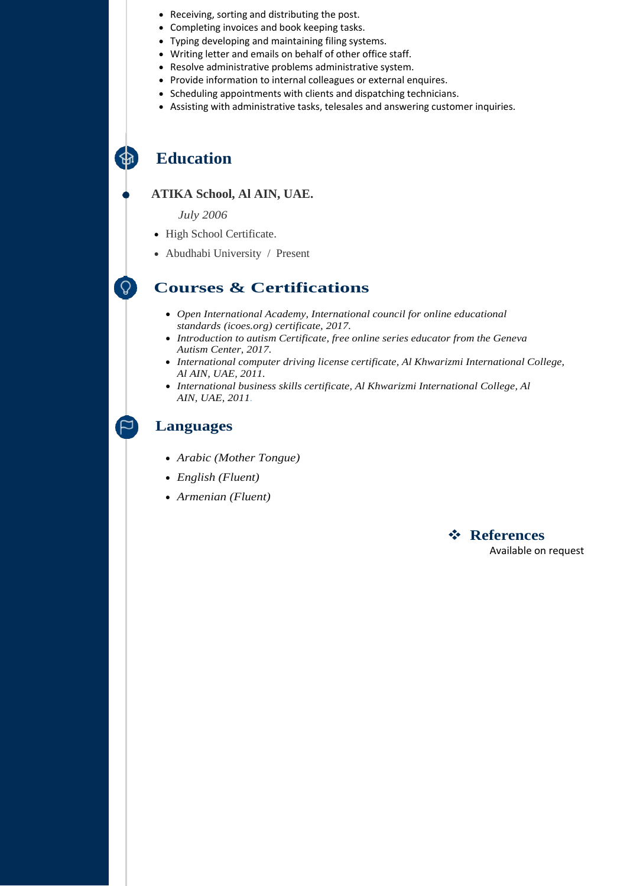- Receiving, sorting and distributing the post.
- Completing invoices and book keeping tasks.
- Typing developing and maintaining filing systems.
- Writing letter and emails on behalf of other office staff.
- Resolve administrative problems administrative system.
- Provide information to internal colleagues or external enquires.
- Scheduling appointments with clients and dispatching technicians.
- Assisting with administrative tasks, telesales and answering customer inquiries.

## Education

**ATIKA School, Al AIN, UAE.**

*July 2006*

- High School Certificate.
- Abudhabi University / Present

## Courses & Certifications

- *Open International Academy, International council for online educational standards (icoes.org) certificate, 2017.*
- *Introduction to autism Certificate, free online series educator from the Geneva Autism Center, 2017.*
- *International computer driving license certificate, Al Khwarizmi International College, Al AIN, UAE, 2011.*
- *International business skills certificate, Al Khwarizmi International College, Al AIN, UAE, 2011.*

## Languages

- *Arabic (Mother Tongue)*
- *English (Fluent)*
- *Armenian (Fluent)*

## References

Available on request